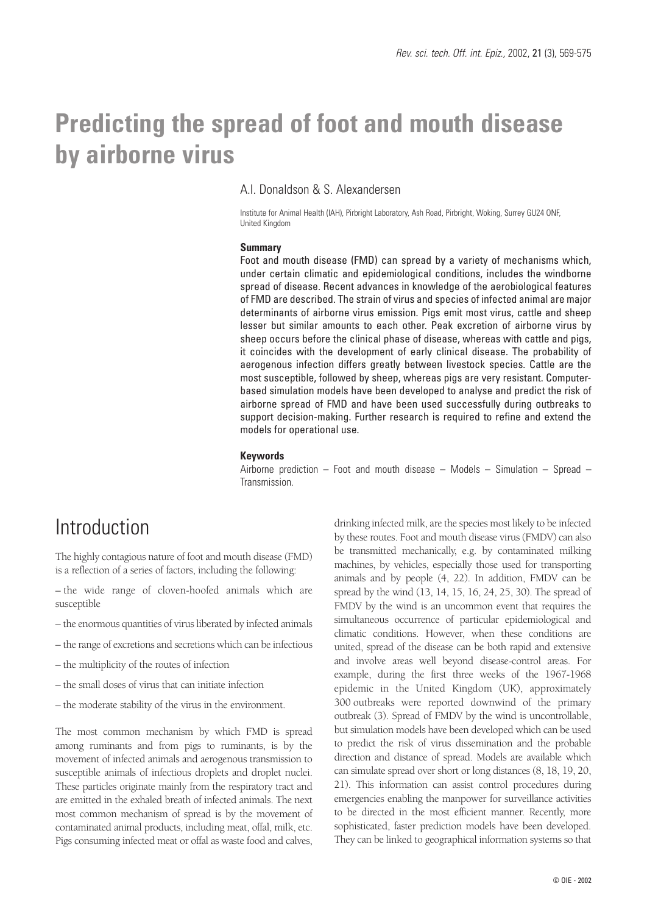# Predicting the spread of foot and mouth disease by airborne virus

A.I. Donaldson & S. Alexandersen

Institute for Animal Health (IAH), Pirbright Laboratory, Ash Road, Pirbright, Woking, Surrey GU24 ONF, United Kingdom

### Summary

Foot and mouth disease (FMD) can spread by a variety of mechanisms which, under certain climatic and epidemiological conditions, includes the windborne spread of disease. Recent advances in knowledge of the aerobiological features of FMD are described. The strain of virus and species of infected animal are major determinants of airborne virus emission. Pigs emit most virus, cattle and sheep lesser but similar amounts to each other. Peak excretion of airborne virus by sheep occurs before the clinical phase of disease, whereas with cattle and pigs, it coincides with the development of early clinical disease. The probability of aerogenous infection differs greatly between livestock species. Cattle are the most susceptible, followed by sheep, whereas pigs are very resistant. Computer-based simulation models have been developed to analyse and predict the risk of airborne spread of FMD and have been used successfully during outbreaks to support decision-making. Further research is required to refine and extend the models for operational use.

### Keywords

Airborne prediction – Foot and mouth disease – Models – Simulation – Spread – Transmission.

## Introduction

The highly contagious nature of foot and mouth disease (FMD) is a reflection of a series of factors, including the following:

– the wide range of cloven-hoofed animals which are susceptible

– the enormous quantities of virus liberated by infected animals

– the range of excretions and secretions which can be infectious

– the multiplicity of the routes of infection

– the small doses of virus that can initiate infection

– the moderate stability of the virus in the environment.

The most common mechanism by which FMD is spread among ruminants and from pigs to ruminants, is by the movement of infected animals and aerogenous transmission to susceptible animals of infectious droplets and droplet nuclei. These particles originate mainly from the respiratory tract and are emitted in the exhaled breath of infected animals. The next most common mechanism of spread is by the movement of contaminated animal products, including meat, offal, milk, etc. Pigs consuming infected meat or offal as waste food and calves, drinking infected milk, are the species most likely to be infected by these routes. Foot and mouth disease virus (FMDV) can also be transmitted mechanically, e.g. by contaminated milking machines, by vehicles, especially those used for transporting animals and by people (4, 22). In addition, FMDV can be spread by the wind (13, 14, 15, 16, 24, 25, 30). The spread of FMDV by the wind is an uncommon event that requires the simultaneous occurrence of particular epidemiological and climatic conditions. However, when these conditions are united, spread of the disease can be both rapid and extensive and involve areas well beyond disease-control areas. For example, during the first three weeks of the 1967-1968 epidemic in the United Kingdom (UK), approximately 300 outbreaks were reported downwind of the primary outbreak (3). Spread of FMDV by the wind is uncontrollable, but simulation models have been developed which can be used to predict the risk of virus dissemination and the probable direction and distance of spread. Models are available which can simulate spread over short or long distances (8, 18, 19, 20, 21). This information can assist control procedures during emergencies enabling the manpower for surveillance activities to be directed in the most efficient manner. Recently, more sophisticated, faster prediction models have been developed. They can be linked to geographical information systems so that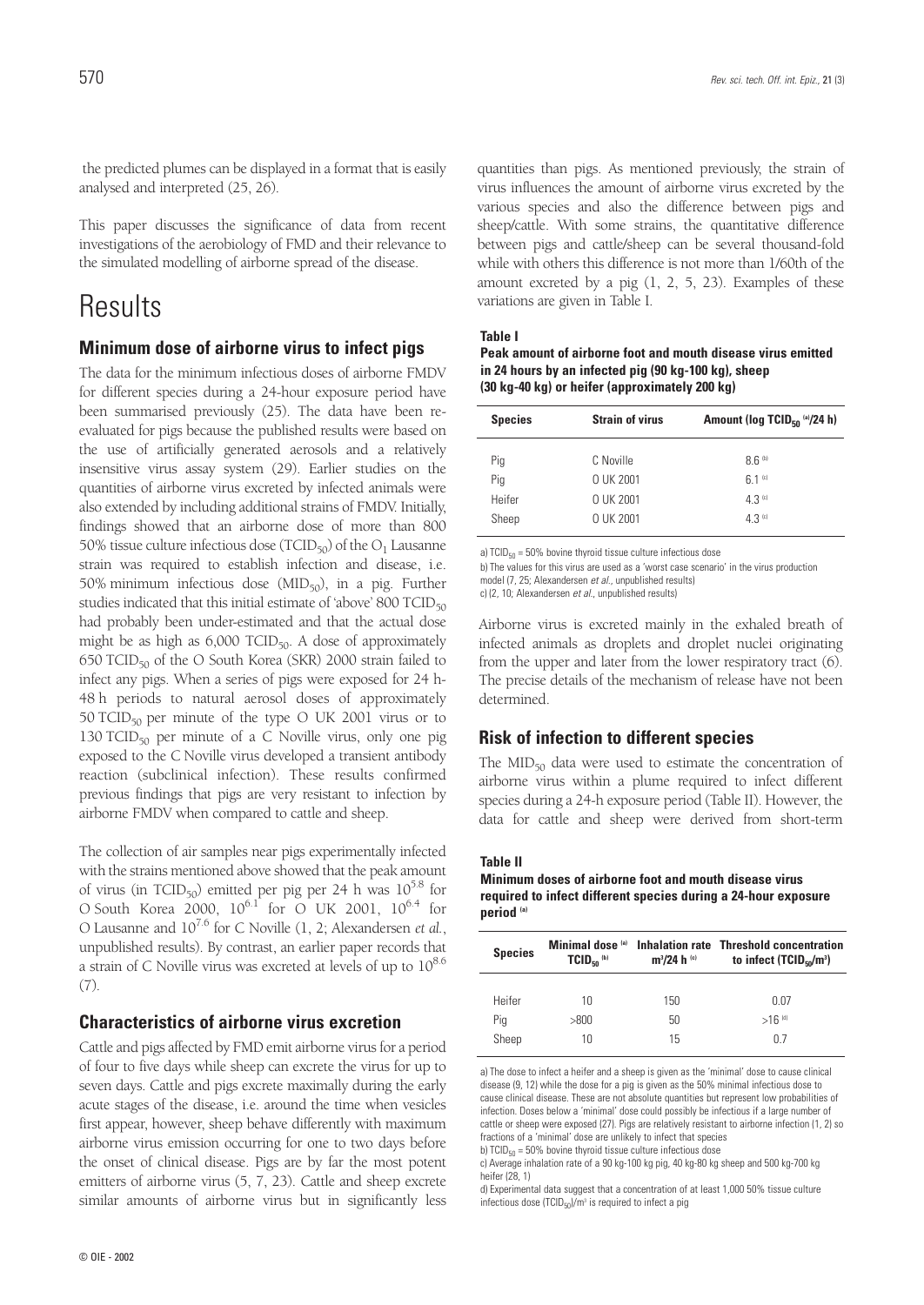the predicted plumes can be displayed in a format that is easily analysed and interpreted (25, 26).

This paper discusses the significance of data from recent investigations of the aerobiology of FMD and their relevance to the simulated modelling of airborne spread of the disease.

# Results

## Minimum dose of airborne virus to infect pigs

The data for the minimum infectious doses of airborne FMDV for different species during a 24-hour exposure period have been summarised previously (25). The data have been re-evaluated for pigs because the published results were based on the use of artificially generated aerosols and a relatively insensitive virus assay system (29). Earlier studies on the quantities of airborne virus excreted by infected animals were also extended by including additional strains of FMDV. Initially, findings showed that an airborne dose of more than 800 50% tissue culture infectious dose ($TCID_{50}$) of the $O_1$ Lausanne strain was required to establish infection and disease, i.e. 50% minimum infectious dose ($MID_{50}$), in a pig. Further studies indicated that this initial estimate of 'above' 800 $TCID_{50}$ had probably been under-estimated and that the actual dose might be as high as 6,000 $TCID_{50}$. A dose of approximately 650 $TCID_{50}$ of the O South Korea (SKR) 2000 strain failed to infect any pigs. When a series of pigs were exposed for 24 h-48 h periods to natural aerosol doses of approximately 50 $TCID_{50}$ per minute of the type O UK 2001 virus or to 130 $TCID_{50}$ per minute of a C Noville virus, only one pig exposed to the C Noville virus developed a transient antibody reaction (subclinical infection). These results confirmed previous findings that pigs are very resistant to infection by airborne FMDV when compared to cattle and sheep.

The collection of air samples near pigs experimentally infected with the strains mentioned above showed that the peak amount of virus (in $TCID_{50}$) emitted per pig per 24 h was $10^{5.8}$ for O South Korea 2000, $10^{6.1}$ for O UK 2001, $10^{6.4}$ for O Lausanne and $10^{7.6}$ for C Noville (1, 2; Alexandersen *et al.*, unpublished results). By contrast, an earlier paper records that a strain of C Noville virus was excreted at levels of up to $10^{8.6}$ (7).

## Characteristics of airborne virus excretion

Cattle and pigs affected by FMD emit airborne virus for a period of four to five days while sheep can excrete the virus for up to seven days. Cattle and pigs excrete maximally during the early acute stages of the disease, i.e. around the time when vesicles first appear, however, sheep behave differently with maximum airborne virus emission occurring for one to two days before the onset of clinical disease. Pigs are by far the most potent emitters of airborne virus (5, 7, 23). Cattle and sheep excrete similar amounts of airborne virus but in significantly less quantities than pigs. As mentioned previously, the strain of virus influences the amount of airborne virus excreted by the various species and also the difference between pigs and sheep/cattle. With some strains, the quantitative difference between pigs and cattle/sheep can be several thousand-fold while with others this difference is not more than 1/60th of the amount excreted by a pig (1, 2, 5, 23). Examples of these variations are given in Table I.

**Table I**
**Peak amount of airborne foot and mouth disease virus emitted in 24 hours by an infected pig (90 kg-100 kg), sheep (30 kg-40 kg) or heifer (approximately 200 kg)**

| Species | Strain of virus | Amount (log $TCID_{50}$ [a]/24 h) |
|---|---|---|
| Pig | C Noville | 8.6 [b] |
| Pig | O UK 2001 | 6.1 [c] |
| Heifer | O UK 2001 | 4.3 [c] |
| Sheep | O UK 2001 | 4.3 [c] |

a) $TCID_{50}$ = 50% bovine thyroid tissue culture infectious dose
b) The values for this virus are used as a 'worst case scenario' in the virus production model (7, 25; Alexandersen *et al.*, unpublished results)
c) (2, 10; Alexandersen *et al.*, unpublished results)

Airborne virus is excreted mainly in the exhaled breath of infected animals as droplets and droplet nuclei originating from the upper and later from the lower respiratory tract (6). The precise details of the mechanism of release have not been determined.

## Risk of infection to different species

The $MID_{50}$ data were used to estimate the concentration of airborne virus within a plume required to infect different species during a 24-h exposure period (Table II). However, the data for cattle and sheep were derived from short-term

**Table II**
**Minimum doses of airborne foot and mouth disease virus required to infect different species during a 24-hour exposure period [a]**

| Species | Minimal dose [a] $TCID_{50}$ [b] | Inhalation rate $m^3$/24 h [c] | Threshold concentration to infect ($TCID_{50}/m^3$) |
|---|---|---|---|
| Heifer | 10 | 150 | 0.07 |
| Pig | >800 | 50 | >16 [d] |
| Sheep | 10 | 15 | 0.7 |

a) The dose to infect a heifer and a sheep is given as the 'minimal' dose to cause clinical disease (9, 12) while the dose for a pig is given as the 50% minimal infectious dose to cause clinical disease. These are not absolute quantities but represent low probabilities of infection. Doses below a 'minimal' dose could possibly be infectious if a large number of cattle or sheep were exposed (27). Pigs are relatively resistant to airborne infection (1, 2) so fractions of a 'minimal' dose are unlikely to infect that species
b) $TCID_{50}$ = 50% bovine thyroid tissue culture infectious dose
c) Average inhalation rate of a 90 kg-100 kg pig, 40 kg-80 kg sheep and 500 kg-700 kg heifer (28, 1)
d) Experimental data suggest that a concentration of at least 1,000 50% tissue culture infectious dose ($TCID_{50}$)/$m^3$ is required to infect a pig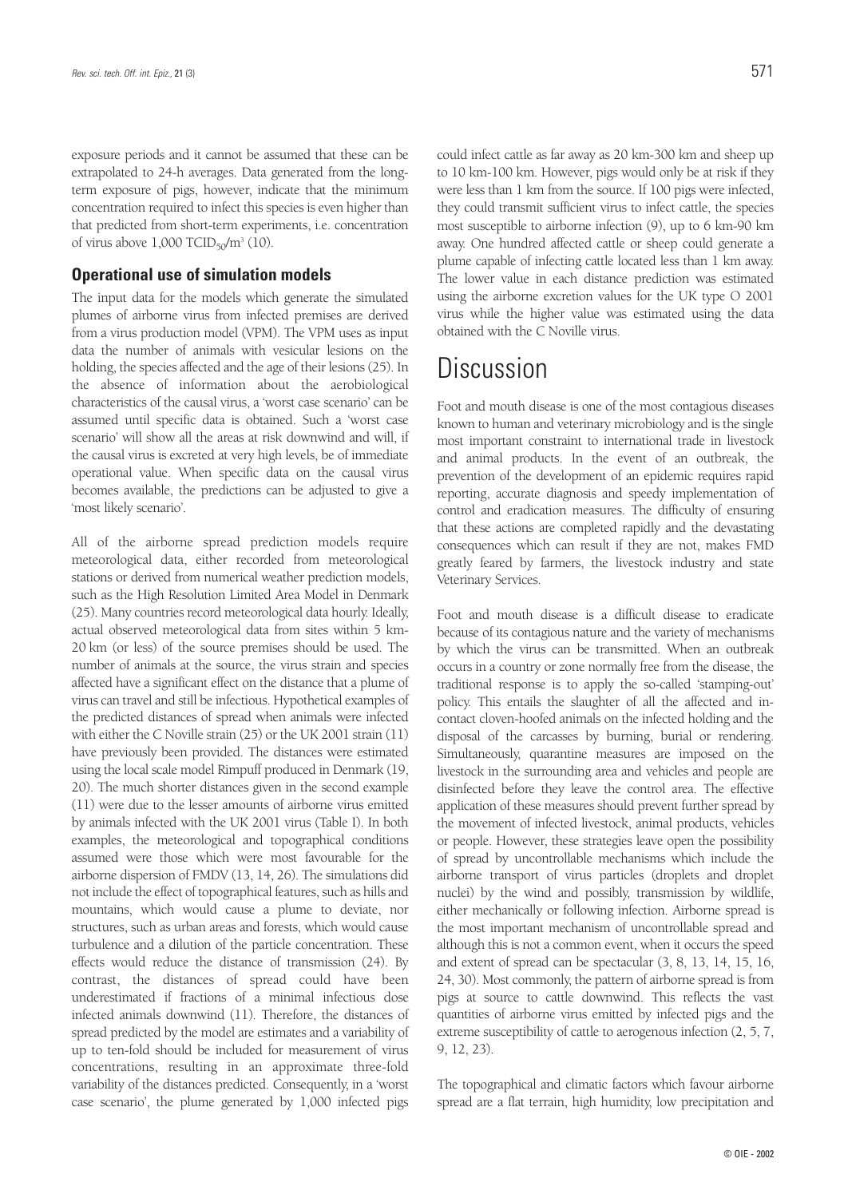exposure periods and it cannot be assumed that these can be extrapolated to 24-h averages. Data generated from the long-term exposure of pigs, however, indicate that the minimum concentration required to infect this species is even higher than that predicted from short-term experiments, i.e. concentration of virus above 1,000 $TCID_{50}/m^3$ (10).

### Operational use of simulation models

The input data for the models which generate the simulated plumes of airborne virus from infected premises are derived from a virus production model (VPM). The VPM uses as input data the number of animals with vesicular lesions on the holding, the species affected and the age of their lesions (25). In the absence of information about the aerobiological characteristics of the causal virus, a 'worst case scenario' can be assumed until specific data is obtained. Such a 'worst case scenario' will show all the areas at risk downwind and will, if the causal virus is excreted at very high levels, be of immediate operational value. When specific data on the causal virus becomes available, the predictions can be adjusted to give a 'most likely scenario'.

All of the airborne spread prediction models require meteorological data, either recorded from meteorological stations or derived from numerical weather prediction models, such as the High Resolution Limited Area Model in Denmark (25). Many countries record meteorological data hourly. Ideally, actual observed meteorological data from sites within 5 km-20 km (or less) of the source premises should be used. The number of animals at the source, the virus strain and species affected have a significant effect on the distance that a plume of virus can travel and still be infectious. Hypothetical examples of the predicted distances of spread when animals were infected with either the C Noville strain (25) or the UK 2001 strain (11) have previously been provided. The distances were estimated using the local scale model Rimpuff produced in Denmark (19, 20). The much shorter distances given in the second example (11) were due to the lesser amounts of airborne virus emitted by animals infected with the UK 2001 virus (Table I). In both examples, the meteorological and topographical conditions assumed were those which were most favourable for the airborne dispersion of FMDV (13, 14, 26). The simulations did not include the effect of topographical features, such as hills and mountains, which would cause a plume to deviate, nor structures, such as urban areas and forests, which would cause turbulence and a dilution of the particle concentration. These effects would reduce the distance of transmission (24). By contrast, the distances of spread could have been underestimated if fractions of a minimal infectious dose infected animals downwind (11). Therefore, the distances of spread predicted by the model are estimates and a variability of up to ten-fold should be included for measurement of virus concentrations, resulting in an approximate three-fold variability of the distances predicted. Consequently, in a 'worst case scenario', the plume generated by 1,000 infected pigs could infect cattle as far away as 20 km-300 km and sheep up to 10 km-100 km. However, pigs would only be at risk if they were less than 1 km from the source. If 100 pigs were infected, they could transmit sufficient virus to infect cattle, the species most susceptible to airborne infection (9), up to 6 km-90 km away. One hundred affected cattle or sheep could generate a plume capable of infecting cattle located less than 1 km away. The lower value in each distance prediction was estimated using the airborne excretion values for the UK type O 2001 virus while the higher value was estimated using the data obtained with the C Noville virus.

# Discussion

Foot and mouth disease is one of the most contagious diseases known to human and veterinary microbiology and is the single most important constraint to international trade in livestock and animal products. In the event of an outbreak, the prevention of the development of an epidemic requires rapid reporting, accurate diagnosis and speedy implementation of control and eradication measures. The difficulty of ensuring that these actions are completed rapidly and the devastating consequences which can result if they are not, makes FMD greatly feared by farmers, the livestock industry and state Veterinary Services.

Foot and mouth disease is a difficult disease to eradicate because of its contagious nature and the variety of mechanisms by which the virus can be transmitted. When an outbreak occurs in a country or zone normally free from the disease, the traditional response is to apply the so-called 'stamping-out' policy. This entails the slaughter of all the affected and in-contact cloven-hoofed animals on the infected holding and the disposal of the carcasses by burning, burial or rendering. Simultaneously, quarantine measures are imposed on the livestock in the surrounding area and vehicles and people are disinfected before they leave the control area. The effective application of these measures should prevent further spread by the movement of infected livestock, animal products, vehicles or people. However, these strategies leave open the possibility of spread by uncontrollable mechanisms which include the airborne transport of virus particles (droplets and droplet nuclei) by the wind and possibly, transmission by wildlife, either mechanically or following infection. Airborne spread is the most important mechanism of uncontrollable spread and although this is not a common event, when it occurs the speed and extent of spread can be spectacular (3, 8, 13, 14, 15, 16, 24, 30). Most commonly, the pattern of airborne spread is from pigs at source to cattle downwind. This reflects the vast quantities of airborne virus emitted by infected pigs and the extreme susceptibility of cattle to aerogenous infection (2, 5, 7, 9, 12, 23).

The topographical and climatic factors which favour airborne spread are a flat terrain, high humidity, low precipitation and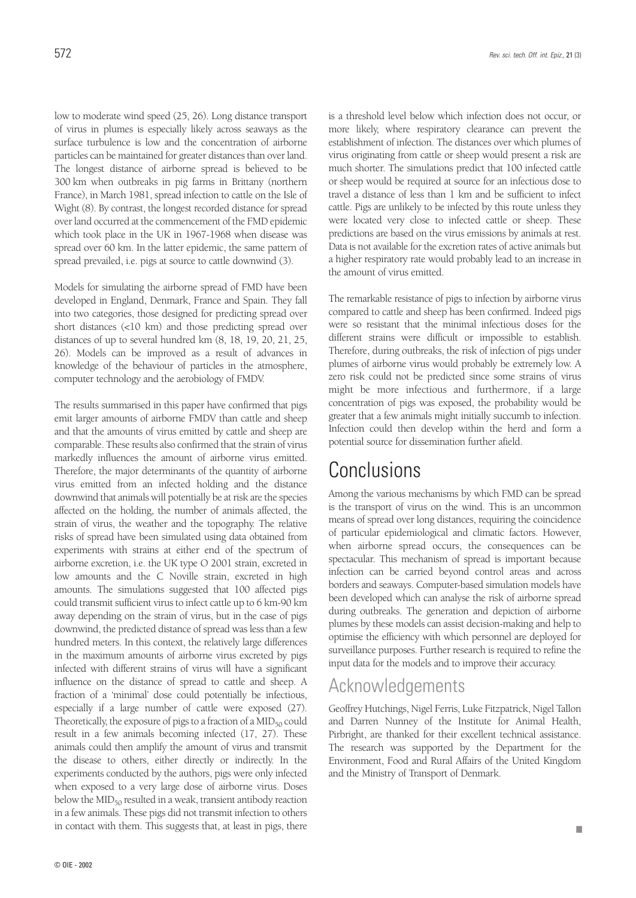low to moderate wind speed (25, 26). Long distance transport of virus in plumes is especially likely across seaways as the surface turbulence is low and the concentration of airborne particles can be maintained for greater distances than over land. The longest distance of airborne spread is believed to be 300 km when outbreaks in pig farms in Brittany (northern France), in March 1981, spread infection to cattle on the Isle of Wight (8). By contrast, the longest recorded distance for spread over land occurred at the commencement of the FMD epidemic which took place in the UK in 1967-1968 when disease was spread over 60 km. In the latter epidemic, the same pattern of spread prevailed, i.e. pigs at source to cattle downwind (3).

Models for simulating the airborne spread of FMD have been developed in England, Denmark, France and Spain. They fall into two categories, those designed for predicting spread over short distances (<10 km) and those predicting spread over distances of up to several hundred km (8, 18, 19, 20, 21, 25, 26). Models can be improved as a result of advances in knowledge of the behaviour of particles in the atmosphere, computer technology and the aerobiology of FMDV.

The results summarised in this paper have confirmed that pigs emit larger amounts of airborne FMDV than cattle and sheep and that the amounts of virus emitted by cattle and sheep are comparable. These results also confirmed that the strain of virus markedly influences the amount of airborne virus emitted. Therefore, the major determinants of the quantity of airborne virus emitted from an infected holding and the distance downwind that animals will potentially be at risk are the species affected on the holding, the number of animals affected, the strain of virus, the weather and the topography. The relative risks of spread have been simulated using data obtained from experiments with strains at either end of the spectrum of airborne excretion, i.e. the UK type O 2001 strain, excreted in low amounts and the C Noville strain, excreted in high amounts. The simulations suggested that 100 affected pigs could transmit sufficient virus to infect cattle up to 6 km-90 km away depending on the strain of virus, but in the case of pigs downwind, the predicted distance of spread was less than a few hundred meters. In this context, the relatively large differences in the maximum amounts of airborne virus excreted by pigs infected with different strains of virus will have a significant influence on the distance of spread to cattle and sheep. A fraction of a 'minimal' dose could potentially be infectious, especially if a large number of cattle were exposed (27). Theoretically, the exposure of pigs to a fraction of a $MID_{50}$ could result in a few animals becoming infected (17, 27). These animals could then amplify the amount of virus and transmit the disease to others, either directly or indirectly. In the experiments conducted by the authors, pigs were only infected when exposed to a very large dose of airborne virus. Doses below the $MID_{50}$ resulted in a weak, transient antibody reaction in a few animals. These pigs did not transmit infection to others in contact with them. This suggests that, at least in pigs, there is a threshold level below which infection does not occur, or more likely, where respiratory clearance can prevent the establishment of infection. The distances over which plumes of virus originating from cattle or sheep would present a risk are much shorter. The simulations predict that 100 infected cattle or sheep would be required at source for an infectious dose to travel a distance of less than 1 km and be sufficient to infect cattle. Pigs are unlikely to be infected by this route unless they were located very close to infected cattle or sheep. These predictions are based on the virus emissions by animals at rest. Data is not available for the excretion rates of active animals but a higher respiratory rate would probably lead to an increase in the amount of virus emitted.

The remarkable resistance of pigs to infection by airborne virus compared to cattle and sheep has been confirmed. Indeed pigs were so resistant that the minimal infectious doses for the different strains were difficult or impossible to establish. Therefore, during outbreaks, the risk of infection of pigs under plumes of airborne virus would probably be extremely low. A zero risk could not be predicted since some strains of virus might be more infectious and furthermore, if a large concentration of pigs was exposed, the probability would be greater that a few animals might initially succumb to infection. Infection could then develop within the herd and form a potential source for dissemination further afield.

# Conclusions

Among the various mechanisms by which FMD can be spread is the transport of virus on the wind. This is an uncommon means of spread over long distances, requiring the coincidence of particular epidemiological and climatic factors. However, when airborne spread occurs, the consequences can be spectacular. This mechanism of spread is important because infection can be carried beyond control areas and across borders and seaways. Computer-based simulation models have been developed which can analyse the risk of airborne spread during outbreaks. The generation and depiction of airborne plumes by these models can assist decision-making and help to optimise the efficiency with which personnel are deployed for surveillance purposes. Further research is required to refine the input data for the models and to improve their accuracy.

## Acknowledgements

Geoffrey Hutchings, Nigel Ferris, Luke Fitzpatrick, Nigel Tallon and Darren Nunney of the Institute for Animal Health, Pirbright, are thanked for their excellent technical assistance. The research was supported by the Department for the Environment, Food and Rural Affairs of the United Kingdom and the Ministry of Transport of Denmark.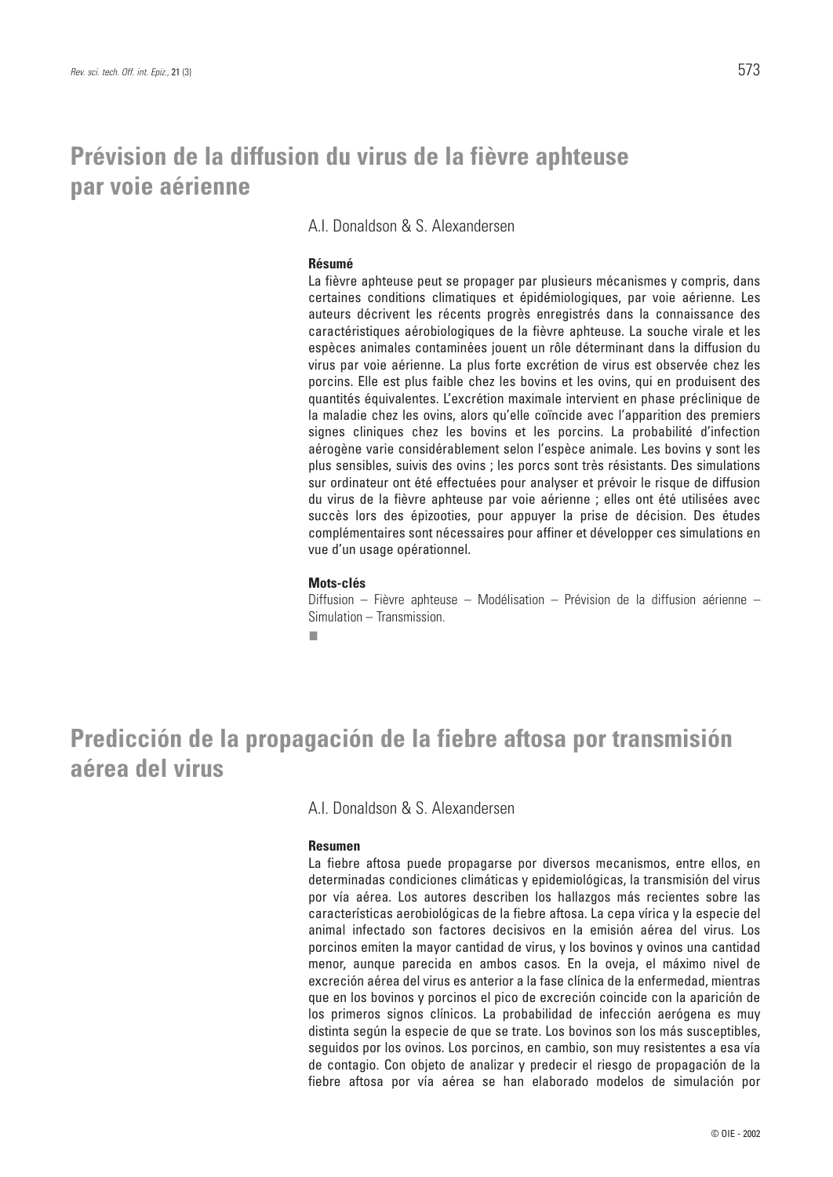# Prévision de la diffusion du virus de la fièvre aphteuse par voie aérienne

A.I. Donaldson & S. Alexandersen

**Résumé**

La fièvre aphteuse peut se propager par plusieurs mécanismes y compris, dans certaines conditions climatiques et épidémiologiques, par voie aérienne. Les auteurs décrivent les récents progrès enregistrés dans la connaissance des caractéristiques aérobiologiques de la fièvre aphteuse. La souche virale et les espèces animales contaminées jouent un rôle déterminant dans la diffusion du virus par voie aérienne. La plus forte excrétion de virus est observée chez les porcins. Elle est plus faible chez les bovins et les ovins, qui en produisent des quantités équivalentes. L'excrétion maximale intervient en phase préclinique de la maladie chez les ovins, alors qu'elle coïncide avec l'apparition des premiers signes cliniques chez les bovins et les porcins. La probabilité d'infection aérogène varie considérablement selon l'espèce animale. Les bovins y sont les plus sensibles, suivis des ovins ; les porcs sont très résistants. Des simulations sur ordinateur ont été effectuées pour analyser et prévoir le risque de diffusion du virus de la fièvre aphteuse par voie aérienne ; elles ont été utilisées avec succès lors des épizooties, pour appuyer la prise de décision. Des études complémentaires sont nécessaires pour affiner et développer ces simulations en vue d'un usage opérationnel.

**Mots-clés**

Diffusion – Fièvre aphteuse – Modélisation – Prévision de la diffusion aérienne – Simulation – Transmission.

■

# Predicción de la propagación de la fiebre aftosa por transmisión aérea del virus

A.I. Donaldson & S. Alexandersen

**Resumen**

La fiebre aftosa puede propagarse por diversos mecanismos, entre ellos, en determinadas condiciones climáticas y epidemiológicas, la transmisión del virus por vía aérea. Los autores describen los hallazgos más recientes sobre las características aerobiológicas de la fiebre aftosa. La cepa vírica y la especie del animal infectado son factores decisivos en la emisión aérea del virus. Los porcinos emiten la mayor cantidad de virus, y los bovinos y ovinos una cantidad menor, aunque parecida en ambos casos. En la oveja, el máximo nivel de excreción aérea del virus es anterior a la fase clínica de la enfermedad, mientras que en los bovinos y porcinos el pico de excreción coincide con la aparición de los primeros signos clínicos. La probabilidad de infección aerógena es muy distinta según la especie de que se trate. Los bovinos son los más susceptibles, seguidos por los ovinos. Los porcinos, en cambio, son muy resistentes a esa vía de contagio. Con objeto de analizar y predecir el riesgo de propagación de la fiebre aftosa por vía aérea se han elaborado modelos de simulación por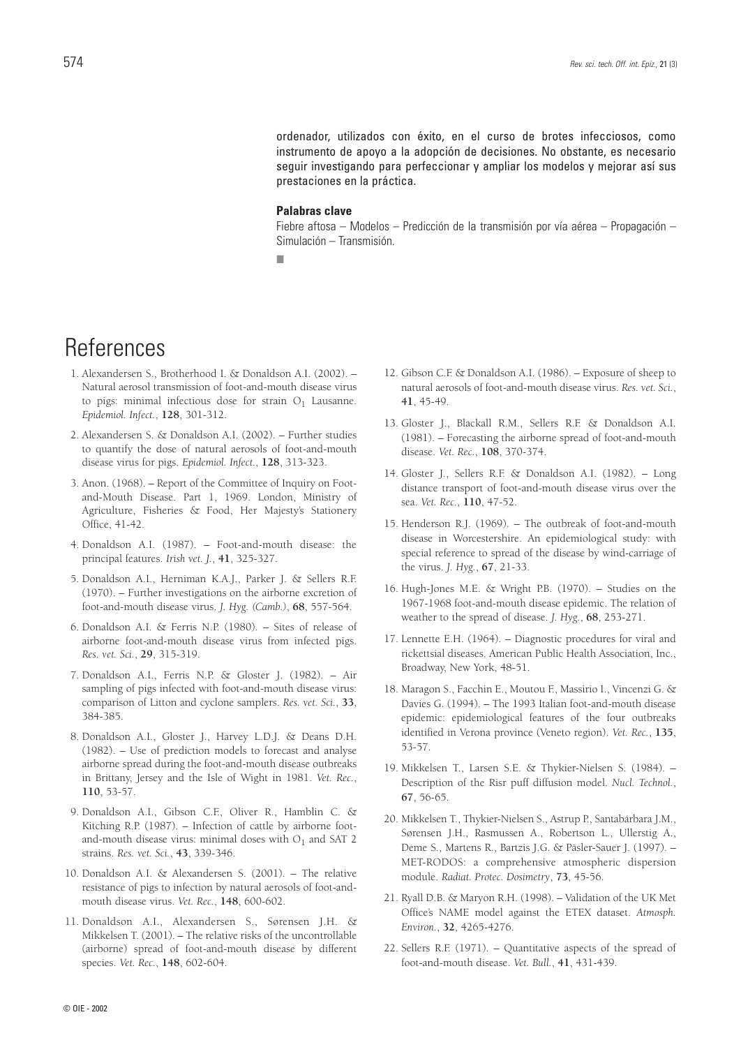ordenador, utilizados con éxito, en el curso de brotes infecciosos, como instrumento de apoyo a la adopción de decisiones. No obstante, es necesario seguir investigando para perfeccionar y ampliar los modelos y mejorar así sus prestaciones en la práctica.

**Palabras clave**

Fiebre aftosa – Modelos – Predicción de la transmisión por vía aérea – Propagación – Simulación – Transmisión.

■

# References

1. Alexandersen S., Brotherhood I. & Donaldson A.I. (2002). – Natural aerosol transmission of foot-and-mouth disease virus to pigs: minimal infectious dose for strain $O_1$ Lausanne. *Epidemiol. Infect.*, **128**, 301-312.

2. Alexandersen S. & Donaldson A.I. (2002). – Further studies to quantify the dose of natural aerosols of foot-and-mouth disease virus for pigs. *Epidemiol. Infect.*, **128**, 313-323.

3. Anon. (1968). – Report of the Committee of Inquiry on Foot-and-Mouth Disease. Part 1, 1969. London, Ministry of Agriculture, Fisheries & Food, Her Majesty's Stationery Office, 41-42.

4. Donaldson A.I. (1987). – Foot-and-mouth disease: the principal features. *Irish vet. J.*, **41**, 325-327.

5. Donaldson A.I., Herniman K.A.J., Parker J. & Sellers R.F. (1970). – Further investigations on the airborne excretion of foot-and-mouth disease virus. *J. Hyg. (Camb.)*, **68**, 557-564.

6. Donaldson A.I. & Ferris N.P. (1980). – Sites of release of airborne foot-and-mouth disease virus from infected pigs. *Res. vet. Sci.*, **29**, 315-319.

7. Donaldson A.I., Ferris N.P. & Gloster J. (1982). – Air sampling of pigs infected with foot-and-mouth disease virus: comparison of Litton and cyclone samplers. *Res. vet. Sci.*, **33**, 384-385.

8. Donaldson A.I., Gloster J., Harvey L.D.J. & Deans D.H. (1982). – Use of prediction models to forecast and analyse airborne spread during the foot-and-mouth disease outbreaks in Brittany, Jersey and the Isle of Wight in 1981. *Vet. Rec.*, **110**, 53-57.

9. Donaldson A.I., Gibson C.F., Oliver R., Hamblin C. & Kitching R.P. (1987). – Infection of cattle by airborne foot-and-mouth disease virus: minimal doses with $O_1$ and SAT 2 strains. *Res. vet. Sci.*, **43**, 339-346.

10. Donaldson A.I. & Alexandersen S. (2001). – The relative resistance of pigs to infection by natural aerosols of foot-and-mouth disease virus. *Vet. Rec.*, **148**, 600-602.

11. Donaldson A.I., Alexandersen S., Sørensen J.H. & Mikkelsen T. (2001). – The relative risks of the uncontrollable (airborne) spread of foot-and-mouth disease by different species. *Vet. Rec.*, **148**, 602-604.

12. Gibson C.F. & Donaldson A.I. (1986). – Exposure of sheep to natural aerosols of foot-and-mouth disease virus. *Res. vet. Sci.*, **41**, 45-49.

13. Gloster J., Blackall R.M., Sellers R.F. & Donaldson A.I. (1981). – Forecasting the airborne spread of foot-and-mouth disease. *Vet. Rec.*, **108**, 370-374.

14. Gloster J., Sellers R.F. & Donaldson A.I. (1982). – Long distance transport of foot-and-mouth disease virus over the sea. *Vet. Rec.*, **110**, 47-52.

15. Henderson R.J. (1969). – The outbreak of foot-and-mouth disease in Worcestershire. An epidemiological study: with special reference to spread of the disease by wind-carriage of the virus. *J. Hyg.*, **67**, 21-33.

16. Hugh-Jones M.E. & Wright P.B. (1970). – Studies on the 1967-1968 foot-and-mouth disease epidemic. The relation of weather to the spread of disease. *J. Hyg.*, **68**, 253-271.

17. Lennette E.H. (1964). – Diagnostic procedures for viral and rickettsial diseases. American Public Health Association, Inc., Broadway, New York, 48-51.

18. Maragon S., Facchin E., Moutou F., Massirio I., Vincenzi G. & Davies G. (1994). – The 1993 Italian foot-and-mouth disease epidemic: epidemiological features of the four outbreaks identified in Verona province (Veneto region). *Vet. Rec.*, **135**, 53-57.

19. Mikkelsen T., Larsen S.E. & Thykier-Nielsen S. (1984). – Description of the Risr puff diffusion model. *Nucl. Technol.*, **67**, 56-65.

20. Mikkelsen T., Thykier-Nielsen S., Astrup P., Santabárbara J.M., Sørensen J.H., Rasmussen A., Robertson L., Ullerstig A., Deme S., Martens R., Bartzis J.G. & Päsler-Sauer J. (1997). – MET-RODOS: a comprehensive atmospheric dispersion module. *Radiat. Protec. Dosimetry*, **73**, 45-56.

21. Ryall D.B. & Maryon R.H. (1998). – Validation of the UK Met Office's NAME model against the ETEX dataset. *Atmosph. Environ.*, **32**, 4265-4276.

22. Sellers R.F. (1971). – Quantitative aspects of the spread of foot-and-mouth disease. *Vet. Bull.*, **41**, 431-439.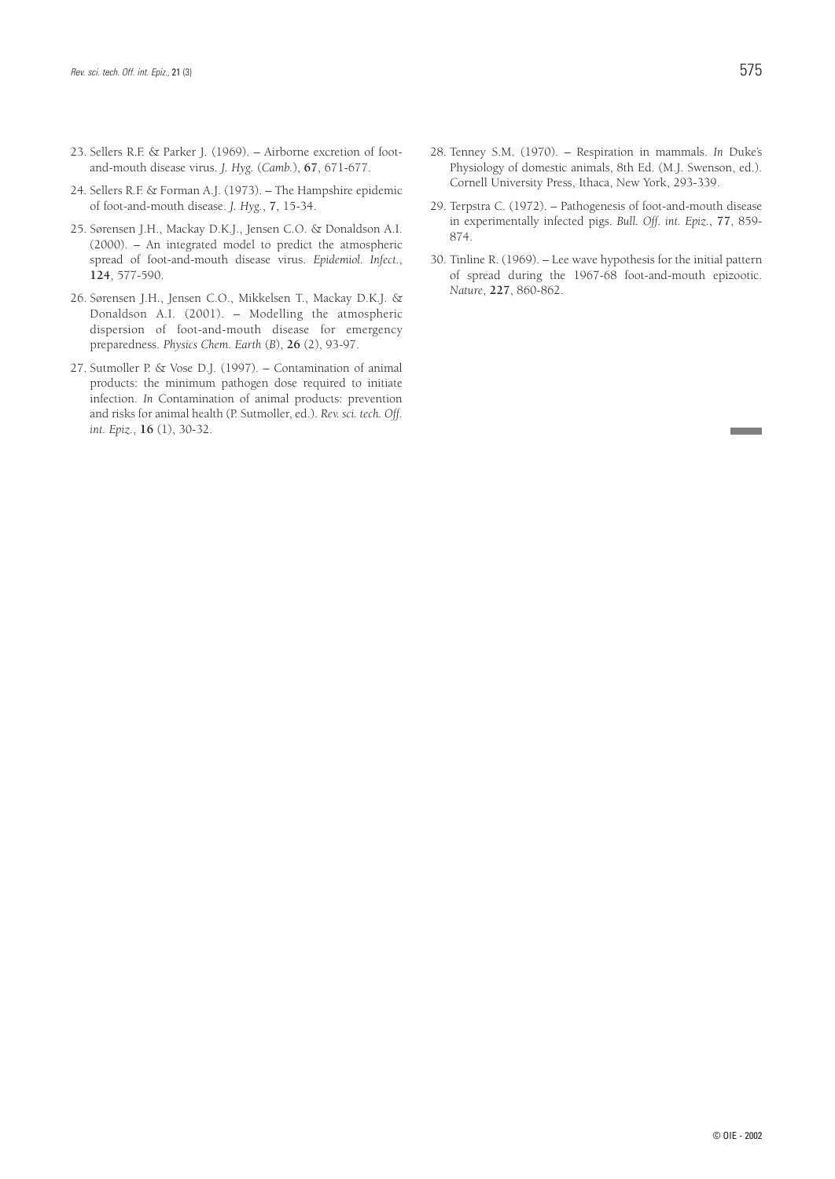23. Sellers R.F. & Parker J. (1969). – Airborne excretion of foot-and-mouth disease virus. *J. Hyg.* (*Camb.*), **67**, 671-677.

24. Sellers R.F. & Forman A.J. (1973). – The Hampshire epidemic of foot-and-mouth disease. *J. Hyg.*, **7**, 15-34.

25. Sørensen J.H., Mackay D.K.J., Jensen C.O. & Donaldson A.I. (2000). – An integrated model to predict the atmospheric spread of foot-and-mouth disease virus. *Epidemiol. Infect.*, **124**, 577-590.

26. Sørensen J.H., Jensen C.O., Mikkelsen T., Mackay D.K.J. & Donaldson A.I. (2001). – Modelling the atmospheric dispersion of foot-and-mouth disease for emergency preparedness. *Physics Chem. Earth* (*B*), **26** (2), 93-97.

27. Sutmoller P. & Vose D.J. (1997). – Contamination of animal products: the minimum pathogen dose required to initiate infection. *In* Contamination of animal products: prevention and risks for animal health (P. Sutmoller, ed.). *Rev. sci. tech. Off. int. Epiz.*, **16** (1), 30-32.

28. Tenney S.M. (1970). – Respiration in mammals. *In* Duke's Physiology of domestic animals, 8th Ed. (M.J. Swenson, ed.). Cornell University Press, Ithaca, New York, 293-339.

29. Terpstra C. (1972). – Pathogenesis of foot-and-mouth disease in experimentally infected pigs. *Bull. Off. int. Epiz.*, **77**, 859-874.

30. Tinline R. (1969). – Lee wave hypothesis for the initial pattern of spread during the 1967-68 foot-and-mouth epizootic. *Nature*, **227**, 860-862.